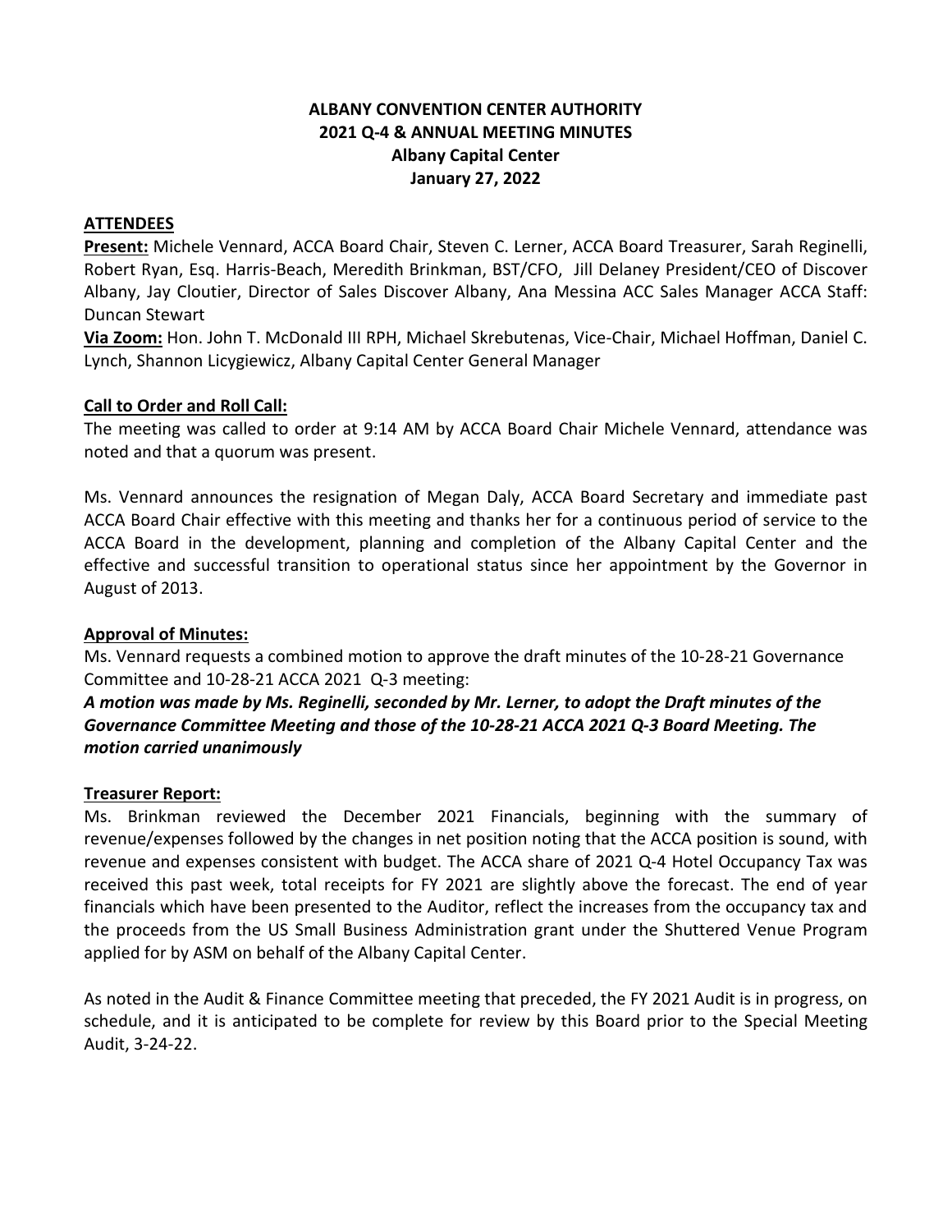**ALBANY CONVENTION CENTER AUTHORITY**
**2021 Q-4 & ANNUAL MEETING MINUTES**
**Albany Capital Center**
**January 27, 2022**

## ATTENDEES

**Present:** Michele Vennard, ACCA Board Chair, Steven C. Lerner, ACCA Board Treasurer, Sarah Reginelli, Robert Ryan, Esq. Harris-Beach, Meredith Brinkman, BST/CFO, Jill Delaney President/CEO of Discover Albany, Jay Cloutier, Director of Sales Discover Albany, Ana Messina ACC Sales Manager ACCA Staff: Duncan Stewart

**Via Zoom:** Hon. John T. McDonald III RPH, Michael Skrebutenas, Vice-Chair, Michael Hoffman, Daniel C. Lynch, Shannon Licygiewicz, Albany Capital Center General Manager

## Call to Order and Roll Call:

The meeting was called to order at 9:14 AM by ACCA Board Chair Michele Vennard, attendance was noted and that a quorum was present.

Ms. Vennard announces the resignation of Megan Daly, ACCA Board Secretary and immediate past ACCA Board Chair effective with this meeting and thanks her for a continuous period of service to the ACCA Board in the development, planning and completion of the Albany Capital Center and the effective and successful transition to operational status since her appointment by the Governor in August of 2013.

## Approval of Minutes:

Ms. Vennard requests a combined motion to approve the draft minutes of the 10-28-21 Governance Committee and 10-28-21 ACCA 2021 Q-3 meeting:

***A motion was made by Ms. Reginelli, seconded by Mr. Lerner, to adopt the Draft minutes of the Governance Committee Meeting and those of the 10-28-21 ACCA 2021 Q-3 Board Meeting. The motion carried unanimously***

## Treasurer Report:

Ms. Brinkman reviewed the December 2021 Financials, beginning with the summary of revenue/expenses followed by the changes in net position noting that the ACCA position is sound, with revenue and expenses consistent with budget. The ACCA share of 2021 Q-4 Hotel Occupancy Tax was received this past week, total receipts for FY 2021 are slightly above the forecast. The end of year financials which have been presented to the Auditor, reflect the increases from the occupancy tax and the proceeds from the US Small Business Administration grant under the Shuttered Venue Program applied for by ASM on behalf of the Albany Capital Center.

As noted in the Audit & Finance Committee meeting that preceded, the FY 2021 Audit is in progress, on schedule, and it is anticipated to be complete for review by this Board prior to the Special Meeting Audit, 3-24-22.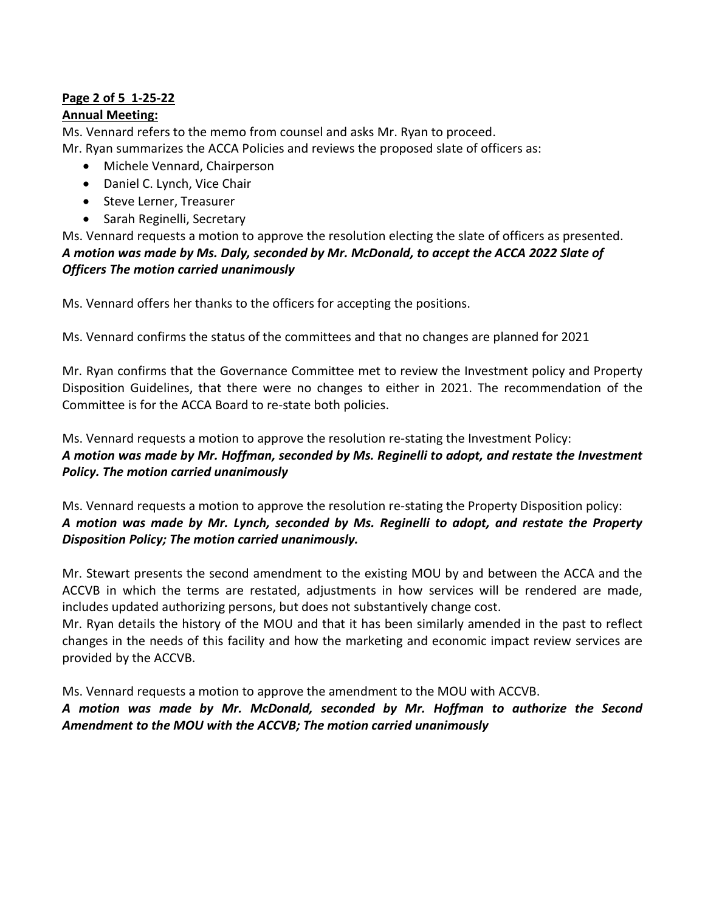**Annual Meeting:**

Ms. Vennard refers to the memo from counsel and asks Mr. Ryan to proceed.
Mr. Ryan summarizes the ACCA Policies and reviews the proposed slate of officers as:

- Michele Vennard, Chairperson
- Daniel C. Lynch, Vice Chair
- Steve Lerner, Treasurer
- Sarah Reginelli, Secretary

Ms. Vennard requests a motion to approve the resolution electing the slate of officers as presented.
***A motion was made by Ms. Daly, seconded by Mr. McDonald, to accept the ACCA 2022 Slate of Officers The motion carried unanimously***

Ms. Vennard offers her thanks to the officers for accepting the positions.

Ms. Vennard confirms the status of the committees and that no changes are planned for 2021

Mr. Ryan confirms that the Governance Committee met to review the Investment policy and Property Disposition Guidelines, that there were no changes to either in 2021. The recommendation of the Committee is for the ACCA Board to re-state both policies.

Ms. Vennard requests a motion to approve the resolution re-stating the Investment Policy:
***A motion was made by Mr. Hoffman, seconded by Ms. Reginelli to adopt, and restate the Investment Policy. The motion carried unanimously***

Ms. Vennard requests a motion to approve the resolution re-stating the Property Disposition policy:
***A motion was made by Mr. Lynch, seconded by Ms. Reginelli to adopt, and restate the Property Disposition Policy; The motion carried unanimously.***

Mr. Stewart presents the second amendment to the existing MOU by and between the ACCA and the ACCVB in which the terms are restated, adjustments in how services will be rendered are made, includes updated authorizing persons, but does not substantively change cost.
Mr. Ryan details the history of the MOU and that it has been similarly amended in the past to reflect changes in the needs of this facility and how the marketing and economic impact review services are provided by the ACCVB.

Ms. Vennard requests a motion to approve the amendment to the MOU with ACCVB.
***A motion was made by Mr. McDonald, seconded by Mr. Hoffman to authorize the Second Amendment to the MOU with the ACCVB; The motion carried unanimously***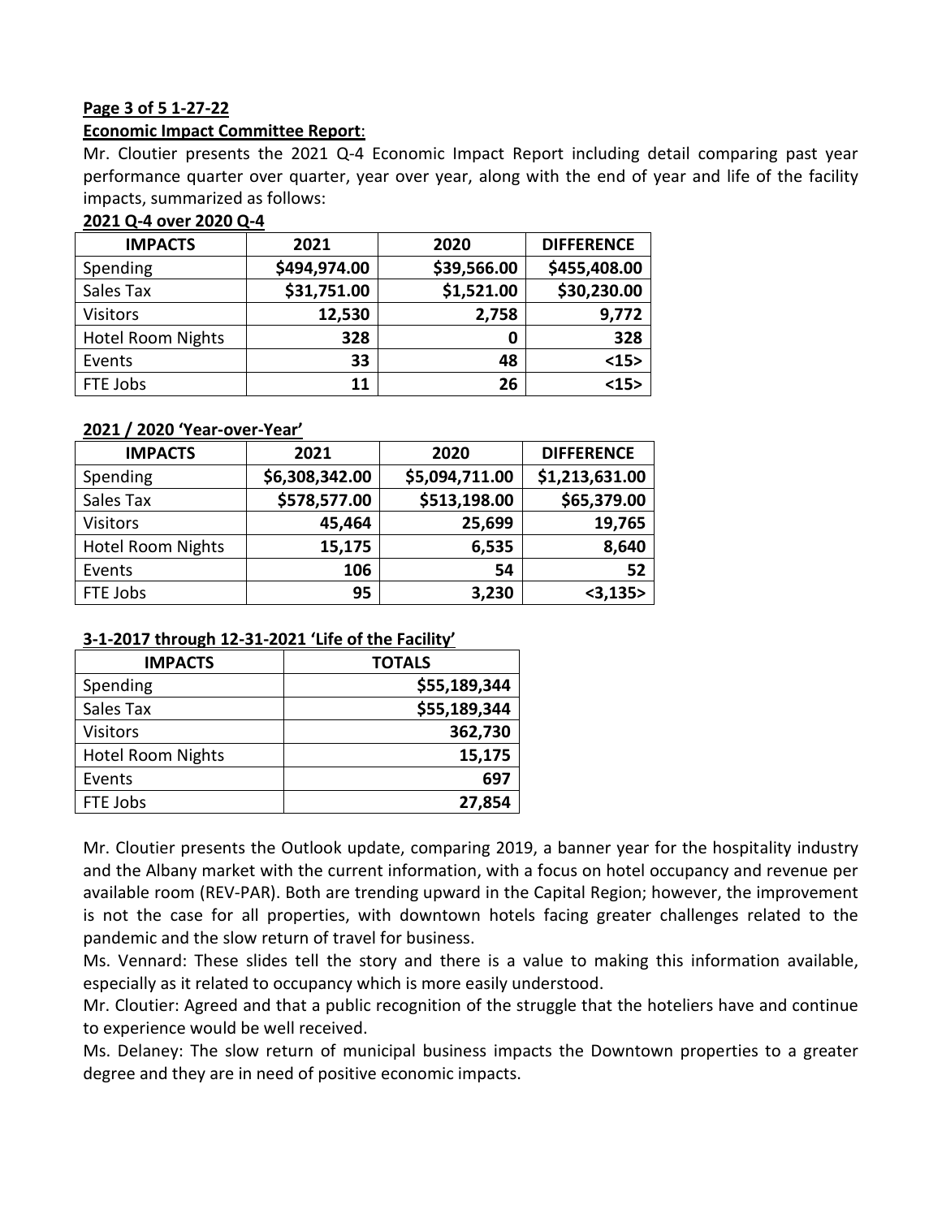**Page 3 of 5 1-27-22**

**Economic Impact Committee Report**:

Mr. Cloutier presents the 2021 Q-4 Economic Impact Report including detail comparing past year performance quarter over quarter, year over year, along with the end of year and life of the facility impacts, summarized as follows:

**2021 Q-4 over 2020 Q-4**

| IMPACTS | 2021 | 2020 | DIFFERENCE |
|---|---|---|---|
| Spending | $494,974.00 | $39,566.00 | $455,408.00 |
| Sales Tax | $31,751.00 | $1,521.00 | $30,230.00 |
| Visitors | 12,530 | 2,758 | 9,772 |
| Hotel Room Nights | 328 | 0 | 328 |
| Events | 33 | 48 | <15> |
| FTE Jobs | 11 | 26 | <15> |

**2021 / 2020 'Year-over-Year'**

| IMPACTS | 2021 | 2020 | DIFFERENCE |
|---|---|---|---|
| Spending | $6,308,342.00 | $5,094,711.00 | $1,213,631.00 |
| Sales Tax | $578,577.00 | $513,198.00 | $65,379.00 |
| Visitors | 45,464 | 25,699 | 19,765 |
| Hotel Room Nights | 15,175 | 6,535 | 8,640 |
| Events | 106 | 54 | 52 |
| FTE Jobs | 95 | 3,230 | <3,135> |

**3-1-2017 through 12-31-2021 'Life of the Facility'**

| IMPACTS | TOTALS |
|---|---|
| Spending | $55,189,344 |
| Sales Tax | $55,189,344 |
| Visitors | 362,730 |
| Hotel Room Nights | 15,175 |
| Events | 697 |
| FTE Jobs | 27,854 |

Mr. Cloutier presents the Outlook update, comparing 2019, a banner year for the hospitality industry and the Albany market with the current information, with a focus on hotel occupancy and revenue per available room (REV-PAR). Both are trending upward in the Capital Region; however, the improvement is not the case for all properties, with downtown hotels facing greater challenges related to the pandemic and the slow return of travel for business.

Ms. Vennard: These slides tell the story and there is a value to making this information available, especially as it related to occupancy which is more easily understood.

Mr. Cloutier: Agreed and that a public recognition of the struggle that the hoteliers have and continue to experience would be well received.

Ms. Delaney: The slow return of municipal business impacts the Downtown properties to a greater degree and they are in need of positive economic impacts.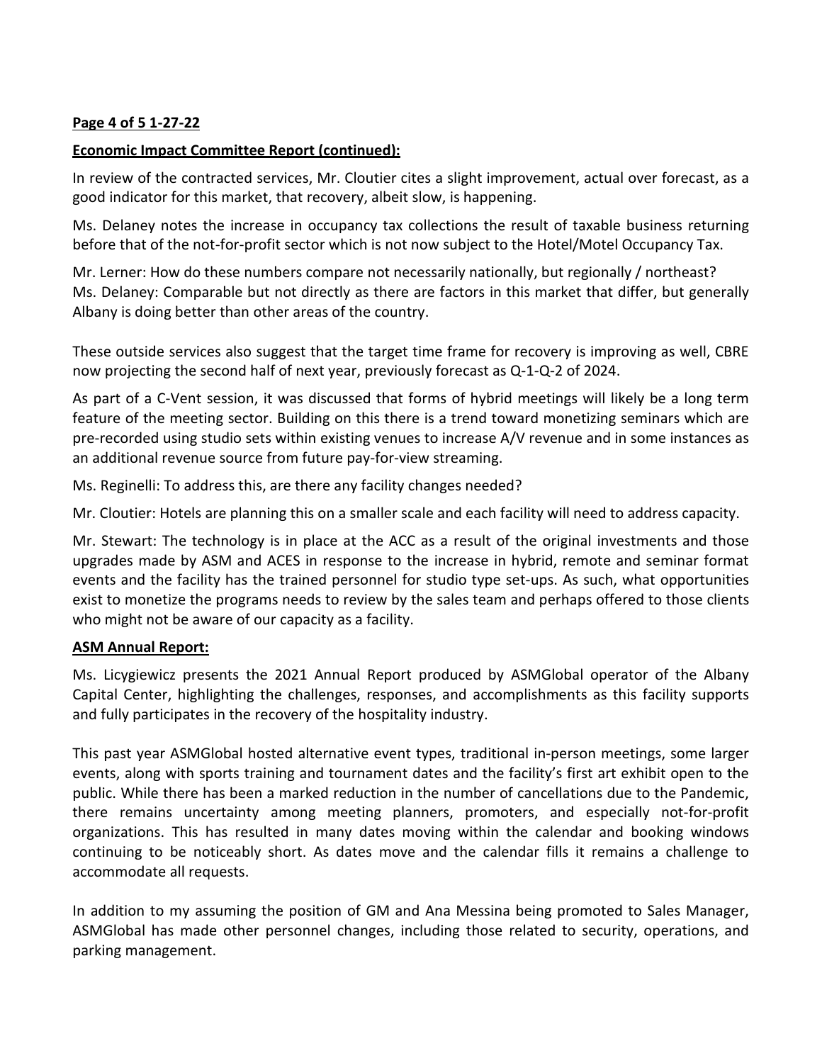**Page 4 of 5 1-27-22**

**Economic Impact Committee Report (continued):**

In review of the contracted services, Mr. Cloutier cites a slight improvement, actual over forecast, as a good indicator for this market, that recovery, albeit slow, is happening.

Ms. Delaney notes the increase in occupancy tax collections the result of taxable business returning before that of the not-for-profit sector which is not now subject to the Hotel/Motel Occupancy Tax.

Mr. Lerner: How do these numbers compare not necessarily nationally, but regionally / northeast?
Ms. Delaney: Comparable but not directly as there are factors in this market that differ, but generally Albany is doing better than other areas of the country.

These outside services also suggest that the target time frame for recovery is improving as well, CBRE now projecting the second half of next year, previously forecast as Q-1-Q-2 of 2024.

As part of a C-Vent session, it was discussed that forms of hybrid meetings will likely be a long term feature of the meeting sector. Building on this there is a trend toward monetizing seminars which are pre-recorded using studio sets within existing venues to increase A/V revenue and in some instances as an additional revenue source from future pay-for-view streaming.

Ms. Reginelli: To address this, are there any facility changes needed?

Mr. Cloutier: Hotels are planning this on a smaller scale and each facility will need to address capacity.

Mr. Stewart: The technology is in place at the ACC as a result of the original investments and those upgrades made by ASM and ACES in response to the increase in hybrid, remote and seminar format events and the facility has the trained personnel for studio type set-ups. As such, what opportunities exist to monetize the programs needs to review by the sales team and perhaps offered to those clients who might not be aware of our capacity as a facility.

**ASM Annual Report:**

Ms. Licygiewicz presents the 2021 Annual Report produced by ASMGlobal operator of the Albany Capital Center, highlighting the challenges, responses, and accomplishments as this facility supports and fully participates in the recovery of the hospitality industry.

This past year ASMGlobal hosted alternative event types, traditional in-person meetings, some larger events, along with sports training and tournament dates and the facility's first art exhibit open to the public. While there has been a marked reduction in the number of cancellations due to the Pandemic, there remains uncertainty among meeting planners, promoters, and especially not-for-profit organizations. This has resulted in many dates moving within the calendar and booking windows continuing to be noticeably short. As dates move and the calendar fills it remains a challenge to accommodate all requests.

In addition to my assuming the position of GM and Ana Messina being promoted to Sales Manager, ASMGlobal has made other personnel changes, including those related to security, operations, and parking management.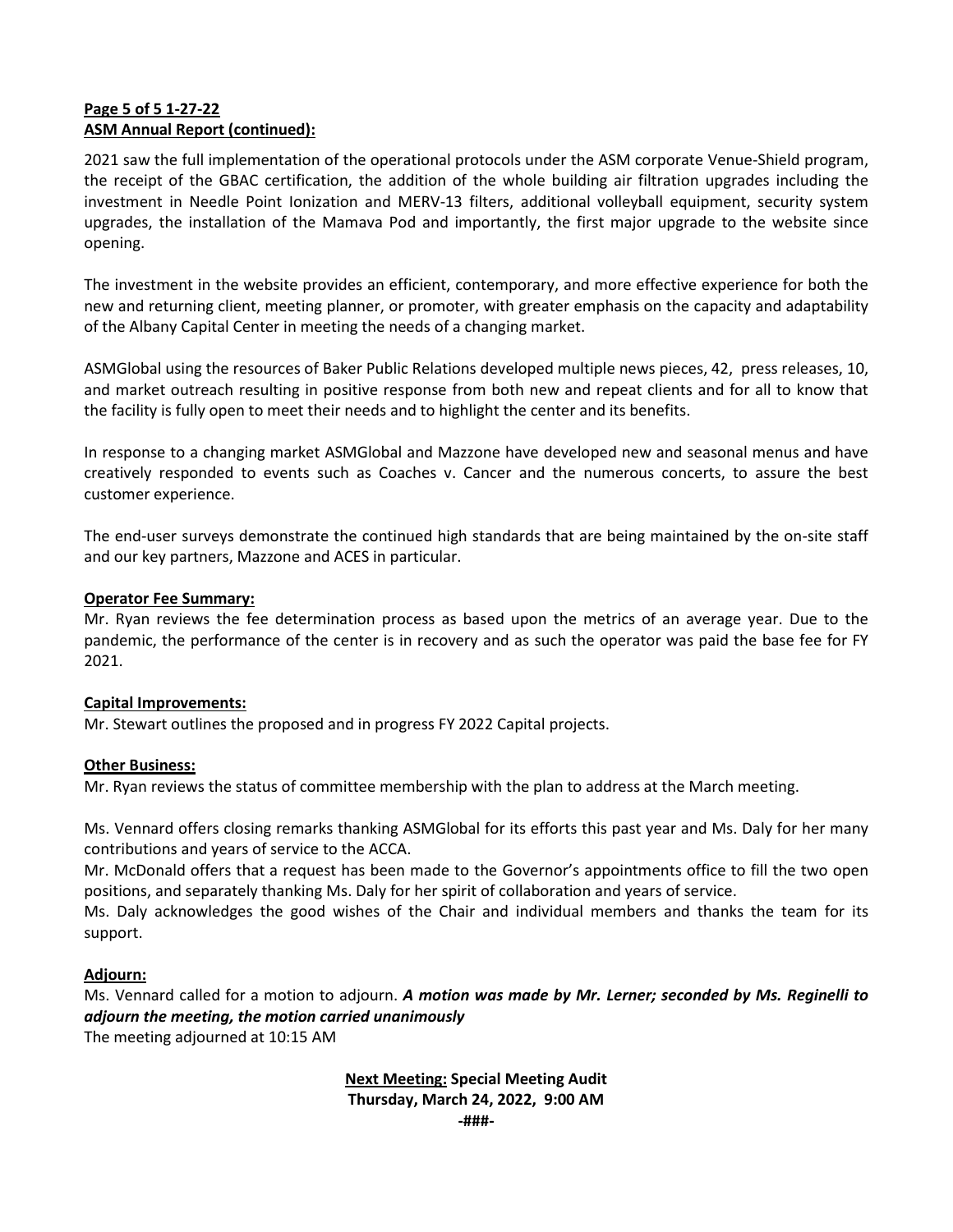**ASM Annual Report (continued):**

2021 saw the full implementation of the operational protocols under the ASM corporate Venue-Shield program, the receipt of the GBAC certification, the addition of the whole building air filtration upgrades including the investment in Needle Point Ionization and MERV-13 filters, additional volleyball equipment, security system upgrades, the installation of the Mamava Pod and importantly, the first major upgrade to the website since opening.

The investment in the website provides an efficient, contemporary, and more effective experience for both the new and returning client, meeting planner, or promoter, with greater emphasis on the capacity and adaptability of the Albany Capital Center in meeting the needs of a changing market.

ASMGlobal using the resources of Baker Public Relations developed multiple news pieces, 42, press releases, 10, and market outreach resulting in positive response from both new and repeat clients and for all to know that the facility is fully open to meet their needs and to highlight the center and its benefits.

In response to a changing market ASMGlobal and Mazzone have developed new and seasonal menus and have creatively responded to events such as Coaches v. Cancer and the numerous concerts, to assure the best customer experience.

The end-user surveys demonstrate the continued high standards that are being maintained by the on-site staff and our key partners, Mazzone and ACES in particular.

**Operator Fee Summary:**

Mr. Ryan reviews the fee determination process as based upon the metrics of an average year. Due to the pandemic, the performance of the center is in recovery and as such the operator was paid the base fee for FY 2021.

**Capital Improvements:**

Mr. Stewart outlines the proposed and in progress FY 2022 Capital projects.

**Other Business:**

Mr. Ryan reviews the status of committee membership with the plan to address at the March meeting.

Ms. Vennard offers closing remarks thanking ASMGlobal for its efforts this past year and Ms. Daly for her many contributions and years of service to the ACCA.

Mr. McDonald offers that a request has been made to the Governor's appointments office to fill the two open positions, and separately thanking Ms. Daly for her spirit of collaboration and years of service.

Ms. Daly acknowledges the good wishes of the Chair and individual members and thanks the team for its support.

**Adjourn:**

Ms. Vennard called for a motion to adjourn. ***A motion was made by Mr. Lerner; seconded by Ms. Reginelli to adjourn the meeting, the motion carried unanimously***

The meeting adjourned at 10:15 AM

**Next Meeting: Special Meeting Audit**

**Thursday, March 24, 2022, 9:00 AM**

**-###-**